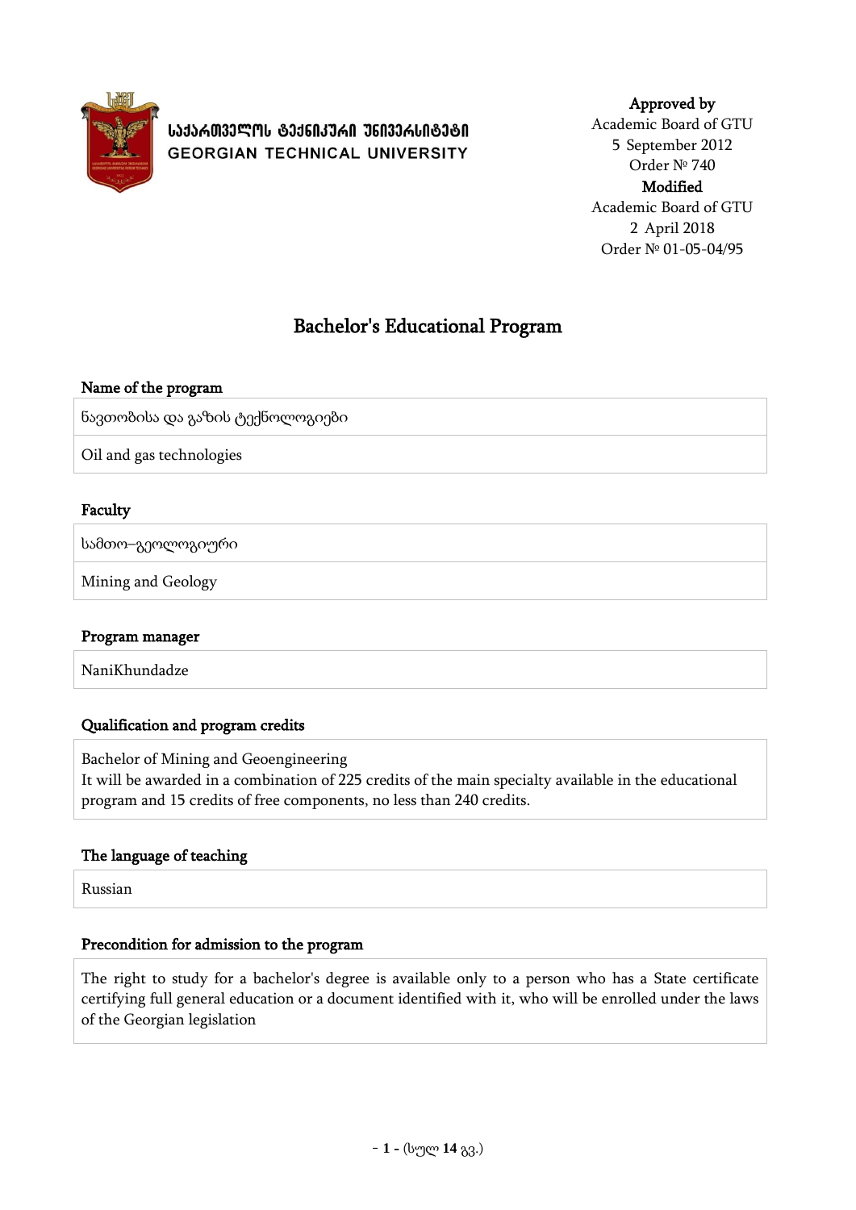საქართველოს ტექნიკური უნივერსიტეტი
GEORGIAN TECHNICAL UNIVERSITY

**Approved by**
Academic Board of GTU
5 September 2012
Order № 740
**Modified**
Academic Board of GTU
2 April 2018
Order № 01-05-04/95

# Bachelor's Educational Program

### Name of the program

ნავთობისა და გაზის ტექნოლოგიები

Oil and gas technologies

### Faculty

სამთო–გეოლოგიური

Mining and Geology

### Program manager

NaniKhundadze

### Qualification and program credits

Bachelor of Mining and Geoengineering
It will be awarded in a combination of 225 credits of the main specialty available in the educational program and 15 credits of free components, no less than 240 credits.

### The language of teaching

Russian

### Precondition for admission to the program

The right to study for a bachelor's degree is available only to a person who has a State certificate certifying full general education or a document identified with it, who will be enrolled under the laws of the Georgian legislation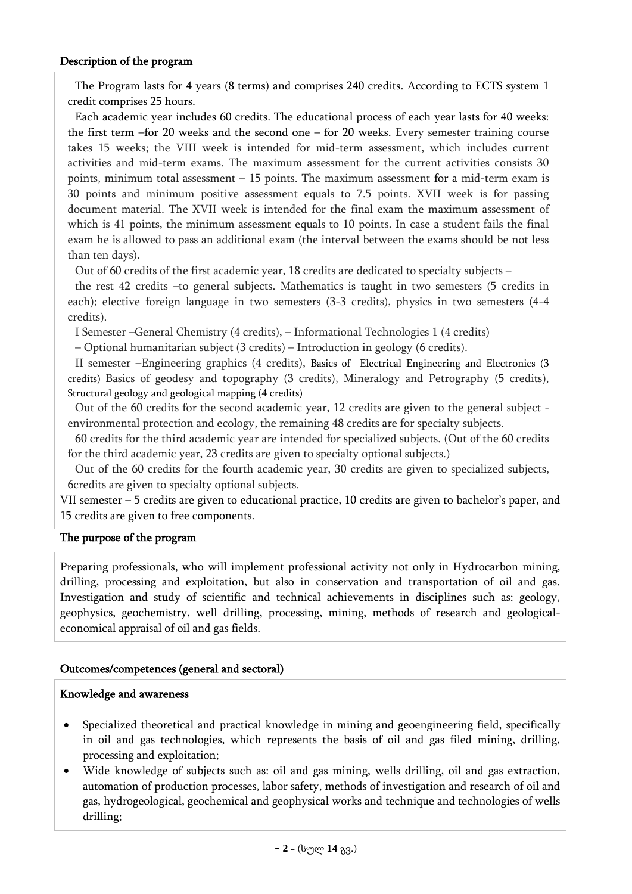## Description of the program

The Program lasts for 4 years (8 terms) and comprises 240 credits. According to ECTS system 1 credit comprises 25 hours.

Each academic year includes 60 credits. The educational process of each year lasts for 40 weeks: the first term –for 20 weeks and the second one – for 20 weeks. Every semester training course takes 15 weeks; the VIII week is intended for mid-term assessment, which includes current activities and mid-term exams. The maximum assessment for the current activities consists 30 points, minimum total assessment – 15 points. The maximum assessment for a mid-term exam is 30 points and minimum positive assessment equals to 7.5 points. XVII week is for passing document material. The XVII week is intended for the final exam the maximum assessment of which is 41 points, the minimum assessment equals to 10 points. In case a student fails the final exam he is allowed to pass an additional exam (the interval between the exams should be not less than ten days).

Out of 60 credits of the first academic year, 18 credits are dedicated to specialty subjects –

the rest 42 credits –to general subjects. Mathematics is taught in two semesters (5 credits in each); elective foreign language in two semesters (3-3 credits), physics in two semesters (4-4 credits).

I Semester –General Chemistry (4 credits), – Informational Technologies 1 (4 credits)

– Optional humanitarian subject (3 credits) – Introduction in geology (6 credits).

II semester –Engineering graphics (4 credits), Basics of Electrical Engineering and Electronics (3 credits) Basics of geodesy and topography (3 credits), Mineralogy and Petrography (5 credits), Structural geology and geological mapping (4 credits)

Out of the 60 credits for the second academic year, 12 credits are given to the general subject - environmental protection and ecology, the remaining 48 credits are for specialty subjects.

60 credits for the third academic year are intended for specialized subjects. (Out of the 60 credits for the third academic year, 23 credits are given to specialty optional subjects.)

Out of the 60 credits for the fourth academic year, 30 credits are given to specialized subjects, 6credits are given to specialty optional subjects.

VII semester – 5 credits are given to educational practice, 10 credits are given to bachelor's paper, and 15 credits are given to free components.

## The purpose of the program

Preparing professionals, who will implement professional activity not only in Hydrocarbon mining, drilling, processing and exploitation, but also in conservation and transportation of oil and gas. Investigation and study of scientific and technical achievements in disciplines such as: geology, geophysics, geochemistry, well drilling, processing, mining, methods of research and geological-economical appraisal of oil and gas fields.

## Outcomes/competences (general and sectoral)

### Knowledge and awareness

- Specialized theoretical and practical knowledge in mining and geoengineering field, specifically in oil and gas technologies, which represents the basis of oil and gas filed mining, drilling, processing and exploitation;
- Wide knowledge of subjects such as: oil and gas mining, wells drilling, oil and gas extraction, automation of production processes, labor safety, methods of investigation and research of oil and gas, hydrogeological, geochemical and geophysical works and technique and technologies of wells drilling;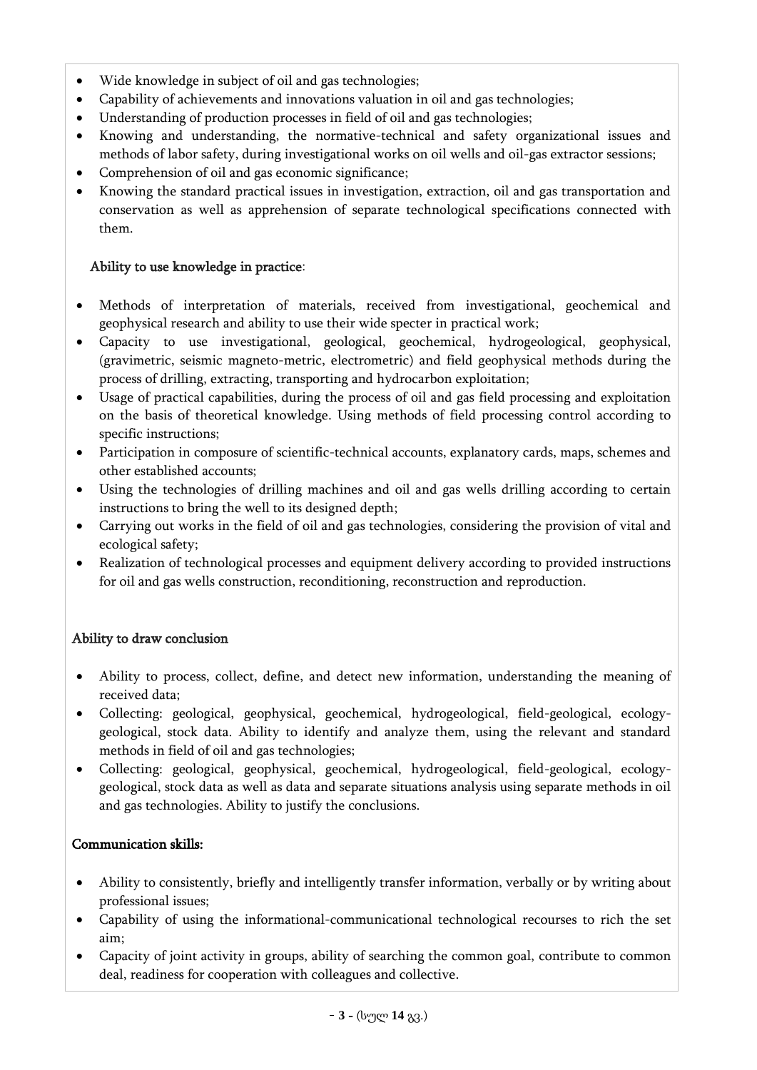- Wide knowledge in subject of oil and gas technologies;
- Capability of achievements and innovations valuation in oil and gas technologies;
- Understanding of production processes in field of oil and gas technologies;
- Knowing and understanding, the normative-technical and safety organizational issues and methods of labor safety, during investigational works on oil wells and oil-gas extractor sessions;
- Comprehension of oil and gas economic significance;
- Knowing the standard practical issues in investigation, extraction, oil and gas transportation and conservation as well as apprehension of separate technological specifications connected with them.

**Ability to use knowledge in practice**:

- Methods of interpretation of materials, received from investigational, geochemical and geophysical research and ability to use their wide specter in practical work;
- Capacity to use investigational, geological, geochemical, hydrogeological, geophysical, (gravimetric, seismic magneto-metric, electrometric) and field geophysical methods during the process of drilling, extracting, transporting and hydrocarbon exploitation;
- Usage of practical capabilities, during the process of oil and gas field processing and exploitation on the basis of theoretical knowledge. Using methods of field processing control according to specific instructions;
- Participation in composure of scientific-technical accounts, explanatory cards, maps, schemes and other established accounts;
- Using the technologies of drilling machines and oil and gas wells drilling according to certain instructions to bring the well to its designed depth;
- Carrying out works in the field of oil and gas technologies, considering the provision of vital and ecological safety;
- Realization of technological processes and equipment delivery according to provided instructions for oil and gas wells construction, reconditioning, reconstruction and reproduction.

**Ability to draw conclusion**

- Ability to process, collect, define, and detect new information, understanding the meaning of received data;
- Collecting: geological, geophysical, geochemical, hydrogeological, field-geological, ecology-geological, stock data. Ability to identify and analyze them, using the relevant and standard methods in field of oil and gas technologies;
- Collecting: geological, geophysical, geochemical, hydrogeological, field-geological, ecology-geological, stock data as well as data and separate situations analysis using separate methods in oil and gas technologies. Ability to justify the conclusions.

**Communication skills:**

- Ability to consistently, briefly and intelligently transfer information, verbally or by writing about professional issues;
- Capability of using the informational-communicational technological recourses to rich the set aim;
- Capacity of joint activity in groups, ability of searching the common goal, contribute to common deal, readiness for cooperation with colleagues and collective.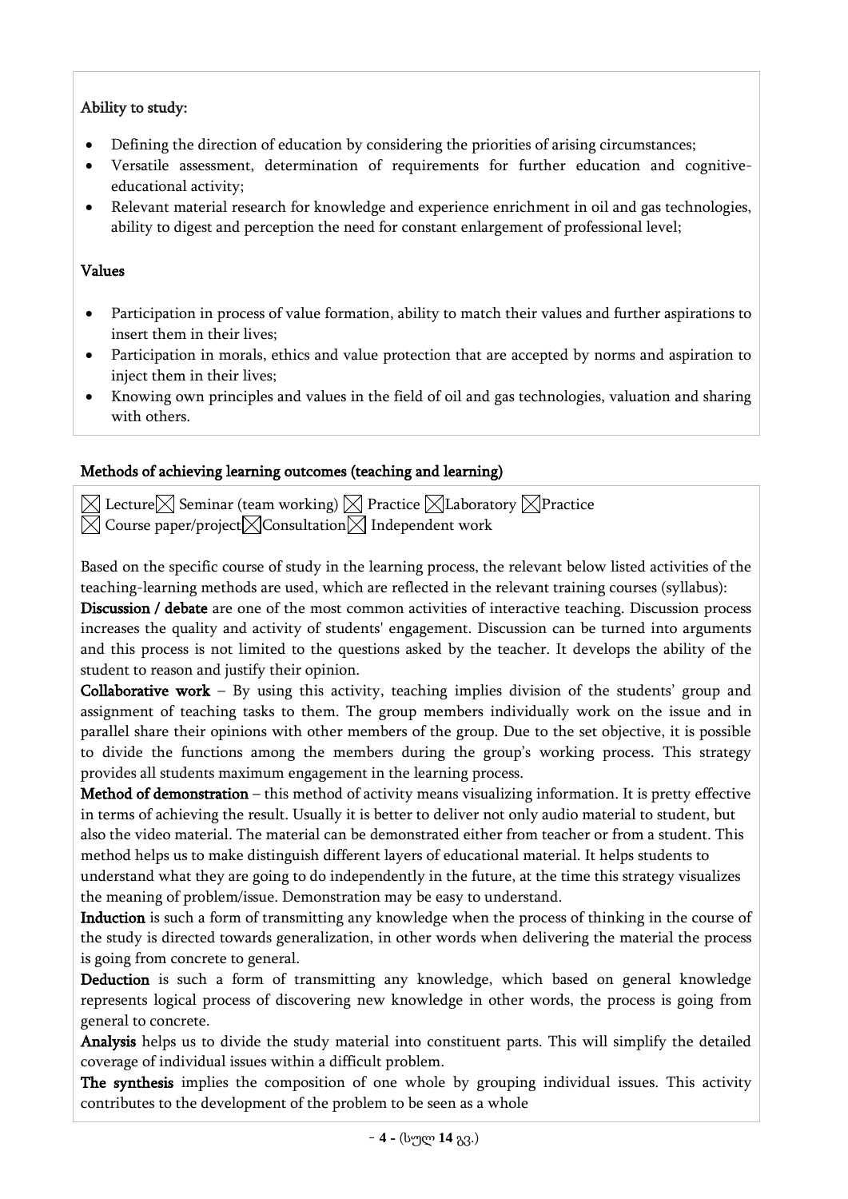**Ability to study:**

- Defining the direction of education by considering the priorities of arising circumstances;
- Versatile assessment, determination of requirements for further education and cognitive-educational activity;
- Relevant material research for knowledge and experience enrichment in oil and gas technologies, ability to digest and perception the need for constant enlargement of professional level;

**Values**

- Participation in process of value formation, ability to match their values and further aspirations to insert them in their lives;
- Participation in morals, ethics and value protection that are accepted by norms and aspiration to inject them in their lives;
- Knowing own principles and values in the field of oil and gas technologies, valuation and sharing with others.

**Methods of achieving learning outcomes (teaching and learning)**

☒ Lecture ☒ Seminar (team working) ☒ Practice ☒ Laboratory ☒ Practice
☒ Course paper/project ☒ Consultation ☒ Independent work

Based on the specific course of study in the learning process, the relevant below listed activities of the teaching-learning methods are used, which are reflected in the relevant training courses (syllabus):

**Discussion / debate** are one of the most common activities of interactive teaching. Discussion process increases the quality and activity of students' engagement. Discussion can be turned into arguments and this process is not limited to the questions asked by the teacher. It develops the ability of the student to reason and justify their opinion.

**Collaborative work** – By using this activity, teaching implies division of the students' group and assignment of teaching tasks to them. The group members individually work on the issue and in parallel share their opinions with other members of the group. Due to the set objective, it is possible to divide the functions among the members during the group's working process. This strategy provides all students maximum engagement in the learning process.

**Method of demonstration** – this method of activity means visualizing information. It is pretty effective in terms of achieving the result. Usually it is better to deliver not only audio material to student, but also the video material. The material can be demonstrated either from teacher or from a student. This method helps us to make distinguish different layers of educational material. It helps students to understand what they are going to do independently in the future, at the time this strategy visualizes the meaning of problem/issue. Demonstration may be easy to understand.

**Induction** is such a form of transmitting any knowledge when the process of thinking in the course of the study is directed towards generalization, in other words when delivering the material the process is going from concrete to general.

**Deduction** is such a form of transmitting any knowledge, which based on general knowledge represents logical process of discovering new knowledge in other words, the process is going from general to concrete.

**Analysis** helps us to divide the study material into constituent parts. This will simplify the detailed coverage of individual issues within a difficult problem.

**The synthesis** implies the composition of one whole by grouping individual issues. This activity contributes to the development of the problem to be seen as a whole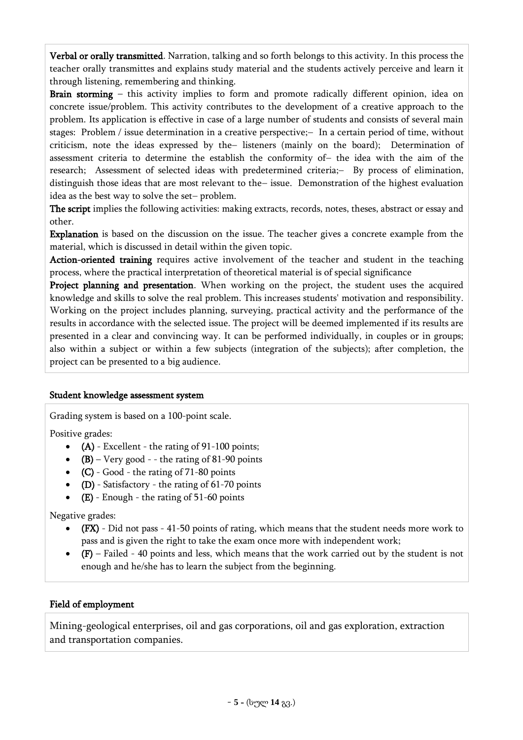**Verbal or orally transmitted**. Narration, talking and so forth belongs to this activity. In this process the teacher orally transmittes and explains study material and the students actively perceive and learn it through listening, remembering and thinking.

**Brain storming** – this activity implies to form and promote radically different opinion, idea on concrete issue/problem. This activity contributes to the development of a creative approach to the problem. Its application is effective in case of a large number of students and consists of several main stages: Problem / issue determination in a creative perspective;– In a certain period of time, without criticism, note the ideas expressed by the– listeners (mainly on the board); Determination of assessment criteria to determine the establish the conformity of– the idea with the aim of the research; Assessment of selected ideas with predetermined criteria;– By process of elimination, distinguish those ideas that are most relevant to the– issue. Demonstration of the highest evaluation idea as the best way to solve the set– problem.

**The script** implies the following activities: making extracts, records, notes, theses, abstract or essay and other.

**Explanation** is based on the discussion on the issue. The teacher gives a concrete example from the material, which is discussed in detail within the given topic.

**Action-oriented training** requires active involvement of the teacher and student in the teaching process, where the practical interpretation of theoretical material is of special significance

**Project planning and presentation**. When working on the project, the student uses the acquired knowledge and skills to solve the real problem. This increases students' motivation and responsibility. Working on the project includes planning, surveying, practical activity and the performance of the results in accordance with the selected issue. The project will be deemed implemented if its results are presented in a clear and convincing way. It can be performed individually, in couples or in groups; also within a subject or within a few subjects (integration of the subjects); after completion, the project can be presented to a big audience.

## Student knowledge assessment system

Grading system is based on a 100-point scale.

Positive grades:

- **(A)** - Excellent - the rating of 91-100 points;
- **(B)** – Very good - - the rating of 81-90 points
- **(C)** - Good - the rating of 71-80 points
- **(D)** - Satisfactory - the rating of 61-70 points
- **(E)** - Enough - the rating of 51-60 points

Negative grades:

- **(FX)** - Did not pass - 41-50 points of rating, which means that the student needs more work to pass and is given the right to take the exam once more with independent work;
- **(F)** – Failed - 40 points and less, which means that the work carried out by the student is not enough and he/she has to learn the subject from the beginning.

## Field of employment

Mining-geological enterprises, oil and gas corporations, oil and gas exploration, extraction and transportation companies.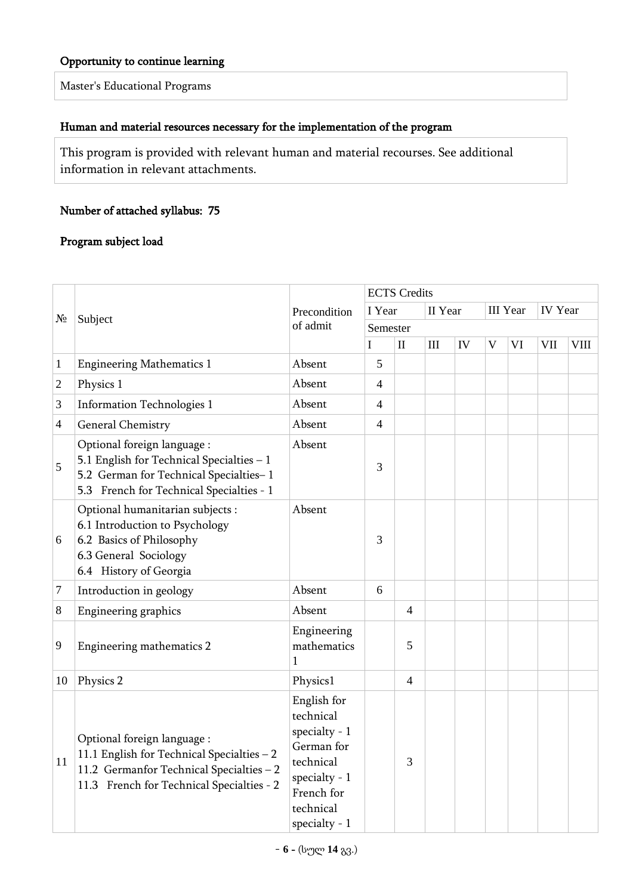**Opportunity to continue learning**

Master's Educational Programs

**Human and material resources necessary for the implementation of the program**

This program is provided with relevant human and material recourses. See additional information in relevant attachments.

**Number of attached syllabus: 75**

**Program subject load**

| № | Subject | Precondition of admit | ECTS Credits | | | | | | | |
|---|---|---|---|---|---|---|---|---|---|---|
| | | | I Year | | II Year | | III Year | | IV Year | |
| | | | Semester | | | | | | | |
| | | | I | II | III | IV | V | VI | VII | VIII |
| 1 | Engineering Mathematics 1 | Absent | 5 | | | | | | | |
| 2 | Physics 1 | Absent | 4 | | | | | | | |
| 3 | Information Technologies 1 | Absent | 4 | | | | | | | |
| 4 | General Chemistry | Absent | 4 | | | | | | | |
| 5 | Optional foreign language :<br>5.1 English for Technical Specialties – 1<br>5.2 German for Technical Specialties– 1<br>5.3 French for Technical Specialties - 1 | Absent | 3 | | | | | | | |
| 6 | Optional humanitarian subjects :<br>6.1 Introduction to Psychology<br>6.2 Basics of Philosophy<br>6.3 General Sociology<br>6.4 History of Georgia | Absent | 3 | | | | | | | |
| 7 | Introduction in geology | Absent | 6 | | | | | | | |
| 8 | Engineering graphics | Absent | | 4 | | | | | | |
| 9 | Engineering mathematics 2 | Engineering mathematics 1 | | 5 | | | | | | |
| 10 | Physics 2 | Physics1 | | 4 | | | | | | |
| 11 | Optional foreign language :<br>11.1 English for Technical Specialties – 2<br>11.2 Germanfor Technical Specialties – 2<br>11.3 French for Technical Specialties - 2 | English for technical specialty - 1<br>German for technical specialty - 1<br>French for technical specialty - 1 | | 3 | | | | | | |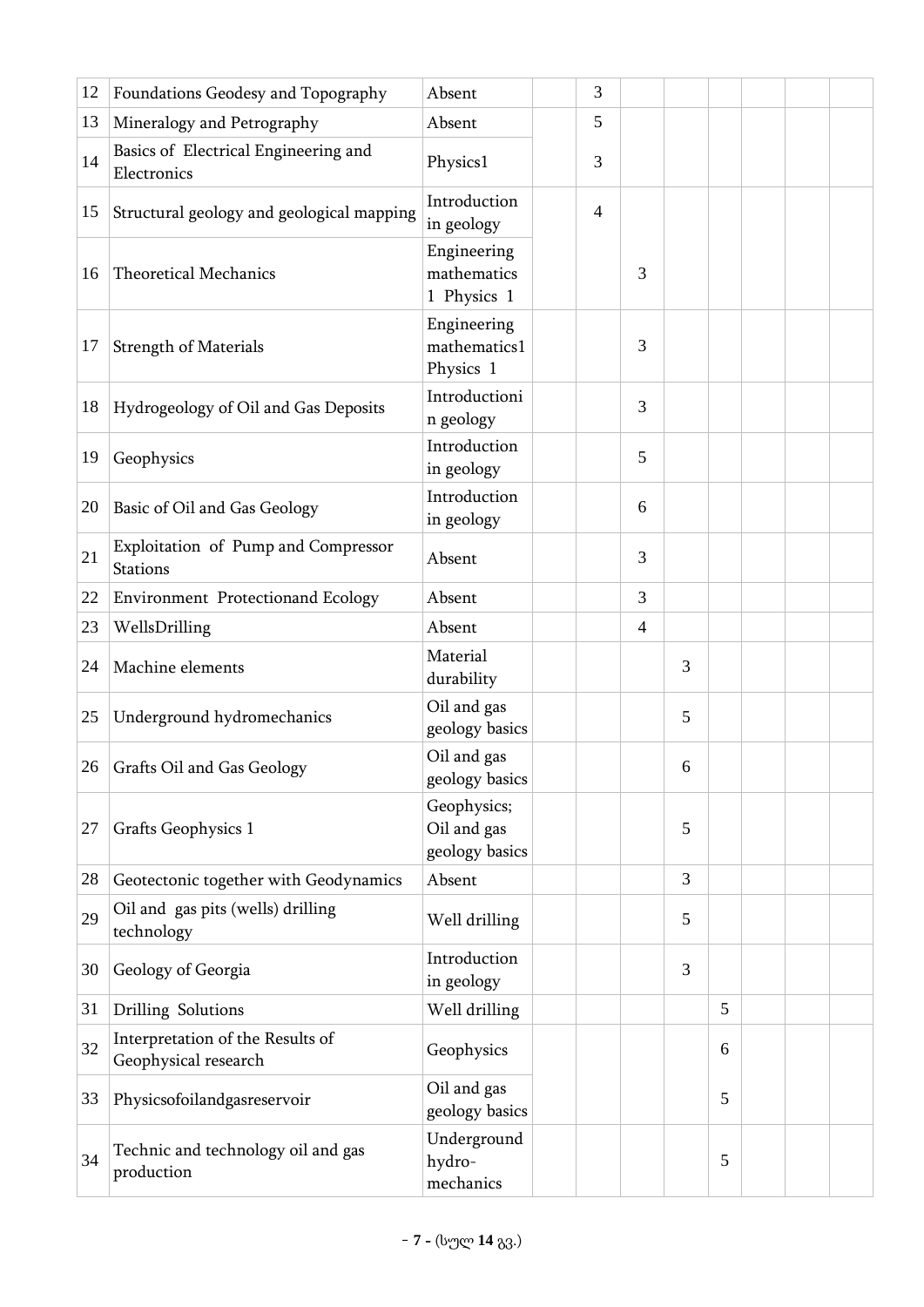| | | | | | | | | | | |
|---|---|---|---|---|---|---|---|---|---|---|
| 12 | Foundations Geodesy and Topography | Absent | | 3 | | | | | | |
| 13 | Mineralogy and Petrography | Absent | | 5 | | | | | | |
| 14 | Basics of Electrical Engineering and Electronics | Physics1 | | 3 | | | | | | |
| 15 | Structural geology and geological mapping | Introduction in geology | | 4 | | | | | | |
| 16 | Theoretical Mechanics | Engineering mathematics 1 Physics 1 | | | 3 | | | | | |
| 17 | Strength of Materials | Engineering mathematics1 Physics 1 | | | 3 | | | | | |
| 18 | Hydrogeology of Oil and Gas Deposits | Introductioni n geology | | | 3 | | | | | |
| 19 | Geophysics | Introduction in geology | | | 5 | | | | | |
| 20 | Basic of Oil and Gas Geology | Introduction in geology | | | 6 | | | | | |
| 21 | Exploitation of Pump and Compressor Stations | Absent | | | 3 | | | | | |
| 22 | Environment Protectionand Ecology | Absent | | | 3 | | | | | |
| 23 | WellsDrilling | Absent | | | 4 | | | | | |
| 24 | Machine elements | Material durability | | | | 3 | | | | |
| 25 | Underground hydromechanics | Oil and gas geology basics | | | | 5 | | | | |
| 26 | Grafts Oil and Gas Geology | Oil and gas geology basics | | | | 6 | | | | |
| 27 | Grafts Geophysics 1 | Geophysics; Oil and gas geology basics | | | | 5 | | | | |
| 28 | Geotectonic together with Geodynamics | Absent | | | | 3 | | | | |
| 29 | Oil and gas pits (wells) drilling technology | Well drilling | | | | 5 | | | | |
| 30 | Geology of Georgia | Introduction in geology | | | | 3 | | | | |
| 31 | Drilling Solutions | Well drilling | | | | | 5 | | | |
| 32 | Interpretation of the Results of Geophysical research | Geophysics | | | | | 6 | | | |
| 33 | Physicsofoilandgasreservoir | Oil and gas geology basics | | | | | 5 | | | |
| 34 | Technic and technology oil and gas production | Underground hydro-mechanics | | | | | 5 | | | |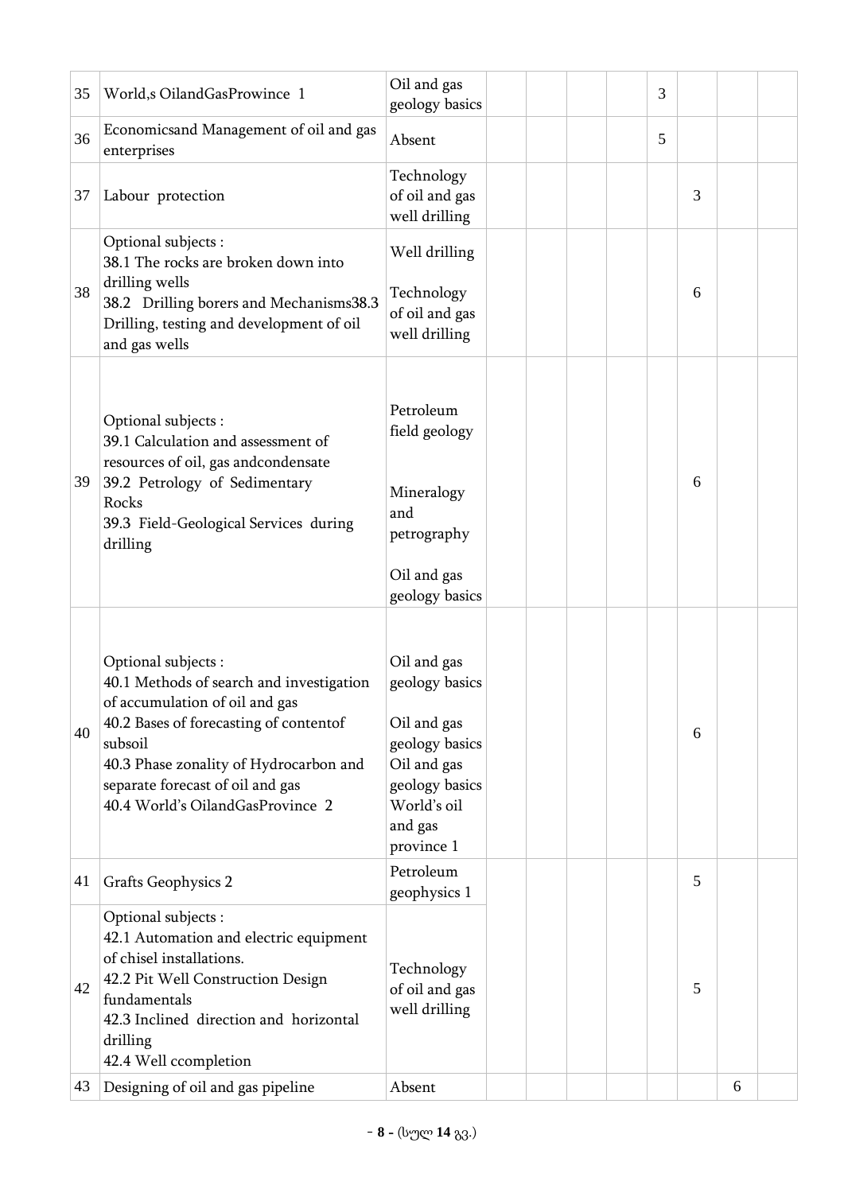| | | | | | | | | | | |
|---|---|---|---|---|---|---|---|---|---|---|
| 35 | World,s OilandGasProwince 1 | Oil and gas geology basics | | | | | 3 | | | |
| 36 | Economicsand Management of oil and gas enterprises | Absent | | | | | 5 | | | |
| 37 | Labour protection | Technology of oil and gas well drilling | | | | | | 3 | | |
| 38 | Optional subjects :<br>38.1 The rocks are broken down into drilling wells<br>38.2 Drilling borers and Mechanisms38.3 Drilling, testing and development of oil and gas wells | Well drilling<br><br>Technology of oil and gas well drilling | | | | | | 6 | | |
| 39 | Optional subjects :<br>39.1 Calculation and assessment of resources of oil, gas andcondensate<br>39.2 Petrology of Sedimentary Rocks<br>39.3 Field-Geological Services during drilling | Petroleum field geology<br><br>Mineralogy and petrography<br><br>Oil and gas geology basics | | | | | | 6 | | |
| 40 | Optional subjects :<br>40.1 Methods of search and investigation of accumulation of oil and gas<br>40.2 Bases of forecasting of contentof subsoil<br>40.3 Phase zonality of Hydrocarbon and separate forecast of oil and gas<br>40.4 World's OilandGasProvince 2 | Oil and gas geology basics<br><br>Oil and gas geology basics<br>Oil and gas geology basics<br>World's oil and gas province 1 | | | | | | 6 | | |
| 41 | Grafts Geophysics 2 | Petroleum geophysics 1 | | | | | | 5 | | |
| 42 | Optional subjects :<br>42.1 Automation and electric equipment of chisel installations.<br>42.2 Pit Well Construction Design fundamentals<br>42.3 Inclined direction and horizontal drilling<br>42.4 Well ccompletion | Technology of oil and gas well drilling | | | | | | 5 | | |
| 43 | Designing of oil and gas pipeline | Absent | | | | | | | 6 | |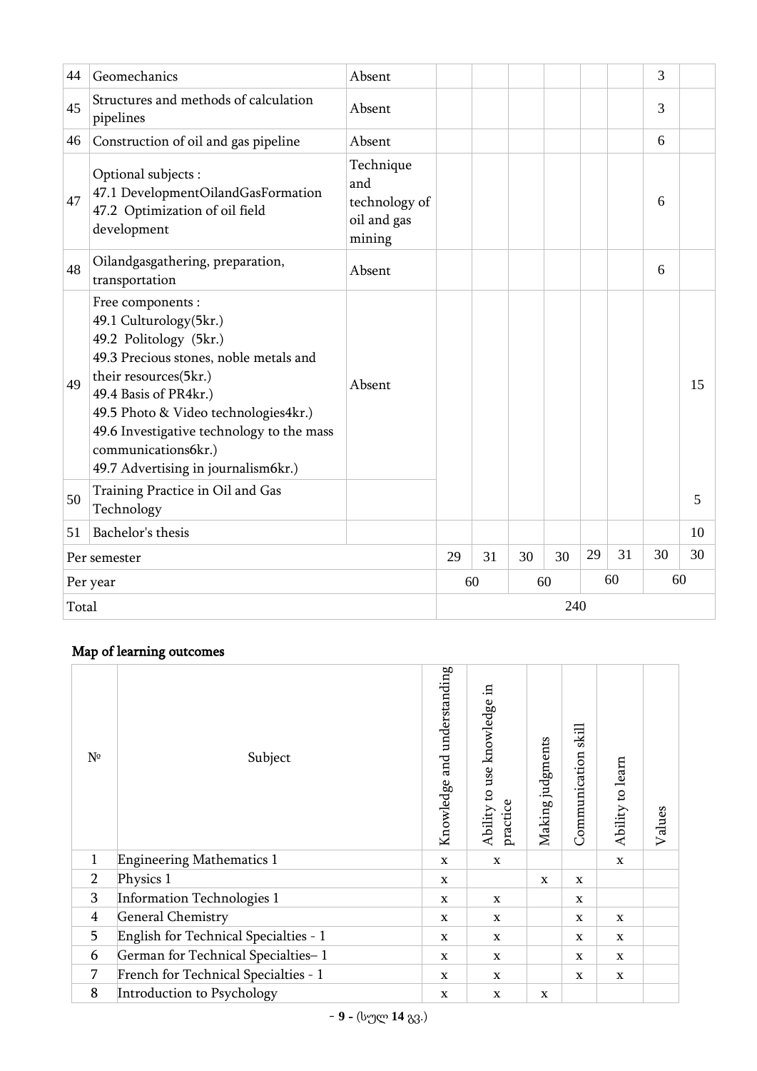| 44 | Geomechanics | Absent | | | | | | | 3 | |
|---|---|---|---|---|---|---|---|---|---|---|
| 45 | Structures and methods of calculation pipelines | Absent | | | | | | | 3 | |
| 46 | Construction of oil and gas pipeline | Absent | | | | | | | 6 | |
| 47 | Optional subjects :<br>47.1 DevelopmentOilandGasFormation<br>47.2 Optimization of oil field development | Technique and technology of oil and gas mining | | | | | | | 6 | |
| 48 | Oilandgasgathering, preparation, transportation | Absent | | | | | | | 6 | |
| 49 | Free components :<br>49.1 Culturology(5kr.)<br>49.2 Politology (5kr.)<br>49.3 Precious stones, noble metals and their resources(5kr.)<br>49.4 Basis of PR4kr.)<br>49.5 Photo & Video technologies4kr.)<br>49.6 Investigative technology to the mass communications6kr.)<br>49.7 Advertising in journalism6kr.) | Absent | | | | | | | | 15 |
| 50 | Training Practice in Oil and Gas Technology | | | | | | | | | 5 |
| 51 | Bachelor's thesis | | | | | | | | | 10 |
| Per semester | | | 29 | 31 | 30 | 30 | 29 | 31 | 30 | 30 |
| Per year | | | 60 | | 60 | | 60 | | 60 | |
| Total | | | 240 | | | | | | | |

## Map of learning outcomes

| № | Subject | Knowledge and understanding | Ability to use knowledge in practice | Making judgments | Communication skill | Ability to learn | Values |
|---|---|---|---|---|---|---|---|
| 1 | Engineering Mathematics 1 | x | x | | | x | |
| 2 | Physics 1 | x | | x | x | | |
| 3 | Information Technologies 1 | x | x | | x | | |
| 4 | General Chemistry | x | x | | x | x | |
| 5 | English for Technical Specialties - 1 | x | x | | x | x | |
| 6 | German for Technical Specialties– 1 | x | x | | x | x | |
| 7 | French for Technical Specialties - 1 | x | x | | x | x | |
| 8 | Introduction to Psychology | x | x | x | | | |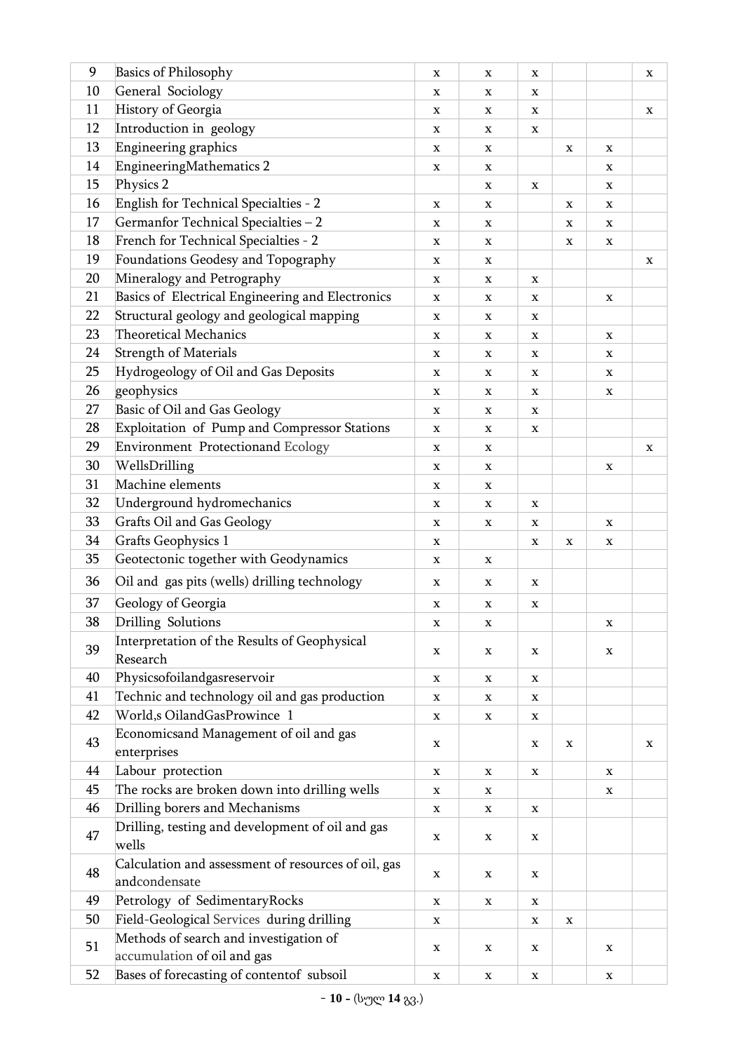| 9 | Basics of Philosophy | x | x | x | | | x |
|---|---|---|---|---|---|---|---|
| 10 | General Sociology | x | x | x | | | |
| 11 | History of Georgia | x | x | x | | | x |
| 12 | Introduction in geology | x | x | x | | | |
| 13 | Engineering graphics | x | x | | x | x | |
| 14 | EngineeringMathematics 2 | x | x | | | x | |
| 15 | Physics 2 | | x | x | | x | |
| 16 | English for Technical Specialties - 2 | x | x | | x | x | |
| 17 | Germanfor Technical Specialties – 2 | x | x | | x | x | |
| 18 | French for Technical Specialties - 2 | x | x | | x | x | |
| 19 | Foundations Geodesy and Topography | x | x | | | | x |
| 20 | Mineralogy and Petrography | x | x | x | | | |
| 21 | Basics of Electrical Engineering and Electronics | x | x | x | | x | |
| 22 | Structural geology and geological mapping | x | x | x | | | |
| 23 | Theoretical Mechanics | x | x | x | | x | |
| 24 | Strength of Materials | x | x | x | | x | |
| 25 | Hydrogeology of Oil and Gas Deposits | x | x | x | | x | |
| 26 | geophysics | x | x | x | | x | |
| 27 | Basic of Oil and Gas Geology | x | x | x | | | |
| 28 | Exploitation of Pump and Compressor Stations | x | x | x | | | |
| 29 | Environment Protectionand Ecology | x | x | | | | x |
| 30 | WellsDrilling | x | x | | | x | |
| 31 | Machine elements | x | x | | | | |
| 32 | Underground hydromechanics | x | x | x | | | |
| 33 | Grafts Oil and Gas Geology | x | x | x | | x | |
| 34 | Grafts Geophysics 1 | x | | x | x | x | |
| 35 | Geotectonic together with Geodynamics | x | x | | | | |
| 36 | Oil and gas pits (wells) drilling technology | x | x | x | | | |
| 37 | Geology of Georgia | x | x | x | | | |
| 38 | Drilling Solutions | x | x | | | x | |
| 39 | Interpretation of the Results of Geophysical Research | x | x | x | | x | |
| 40 | Physicsofoilandgasreservoir | x | x | x | | | |
| 41 | Technic and technology oil and gas production | x | x | x | | | |
| 42 | World,s OilandGasProwince 1 | x | x | x | | | |
| 43 | Economicsand Management of oil and gas enterprises | x | | x | x | | x |
| 44 | Labour protection | x | x | x | | x | |
| 45 | The rocks are broken down into drilling wells | x | x | | | x | |
| 46 | Drilling borers and Mechanisms | x | x | x | | | |
| 47 | Drilling, testing and development of oil and gas wells | x | x | x | | | |
| 48 | Calculation and assessment of resources of oil, gas andcondensate | x | x | x | | | |
| 49 | Petrology of SedimentaryRocks | x | x | x | | | |
| 50 | Field-Geological Services during drilling | x | | x | x | | |
| 51 | Methods of search and investigation of accumulation of oil and gas | x | x | x | | x | |
| 52 | Bases of forecasting of contentof subsoil | x | x | x | | x | |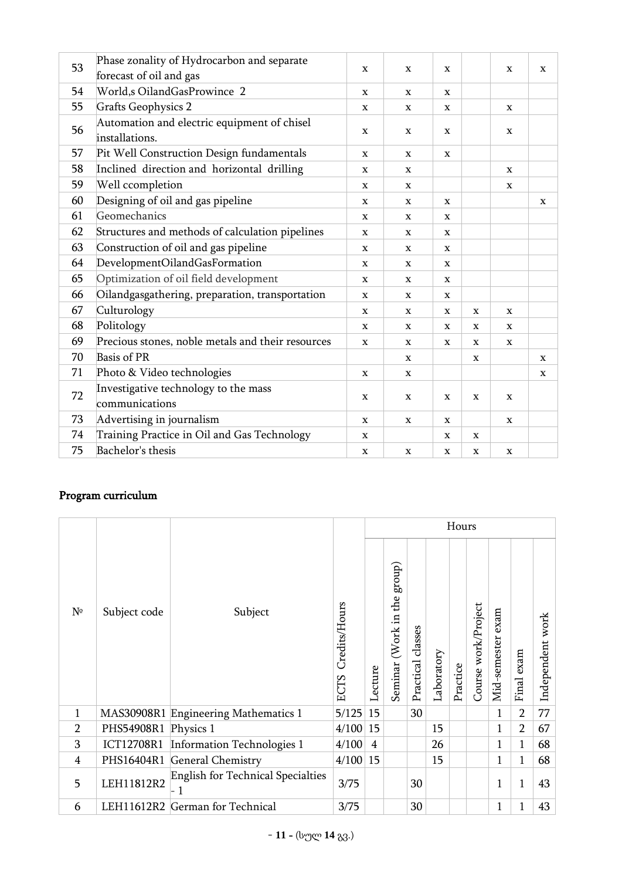| 53 | Phase zonality of Hydrocarbon and separate forecast of oil and gas | x | x | x | | x | x |
|---|---|---|---|---|---|---|---|
| 54 | World,s OilandGasProwince 2 | x | x | x | | | |
| 55 | Grafts Geophysics 2 | x | x | x | | x | |
| 56 | Automation and electric equipment of chisel installations. | x | x | x | | x | |
| 57 | Pit Well Construction Design fundamentals | x | x | x | | | |
| 58 | Inclined direction and horizontal drilling | x | x | | | x | |
| 59 | Well ccompletion | x | x | | | x | |
| 60 | Designing of oil and gas pipeline | x | x | x | | | x |
| 61 | Geomechanics | x | x | x | | | |
| 62 | Structures and methods of calculation pipelines | x | x | x | | | |
| 63 | Construction of oil and gas pipeline | x | x | x | | | |
| 64 | DevelopmentOilandGasFormation | x | x | x | | | |
| 65 | Optimization of oil field development | x | x | x | | | |
| 66 | Oilandgasgathering, preparation, transportation | x | x | x | | | |
| 67 | Culturology | x | x | x | x | x | |
| 68 | Politology | x | x | x | x | x | |
| 69 | Precious stones, noble metals and their resources | x | x | x | x | x | |
| 70 | Basis of PR | | x | | x | | x |
| 71 | Photo & Video technologies | x | x | | | | x |
| 72 | Investigative technology to the mass communications | x | x | x | x | x | |
| 73 | Advertising in journalism | x | x | x | | x | |
| 74 | Training Practice in Oil and Gas Technology | x | | x | x | | |
| 75 | Bachelor's thesis | x | x | x | x | x | |

## Program curriculum

| № | Subject code | Subject | ECTS Credits/Hours | Hours | | | | | | | | | |
|---|---|---|---|---|---|---|---|---|---|---|---|---|---|
| | | | | Lecture | Seminar (Work in the group) | Practical classes | Laboratory | Practice | Course work/Project | Mid-semester exam | Final exam | Independent work |
| 1 | MAS30908R1 | Engineering Mathematics 1 | 5/125 | 15 | | 30 | | | | 1 | 2 | 77 |
| 2 | PHS54908R1 | Physics 1 | 4/100 | 15 | | | 15 | | | 1 | 2 | 67 |
| 3 | ICT12708R1 | Information Technologies 1 | 4/100 | 4 | | | 26 | | | 1 | 1 | 68 |
| 4 | PHS16404R1 | General Chemistry | 4/100 | 15 | | | 15 | | | 1 | 1 | 68 |
| 5 | LEH11812R2 | English for Technical Specialties - 1 | 3/75 | | | 30 | | | | 1 | 1 | 43 |
| 6 | LEH11612R2 | German for Technical | 3/75 | | | 30 | | | | 1 | 1 | 43 |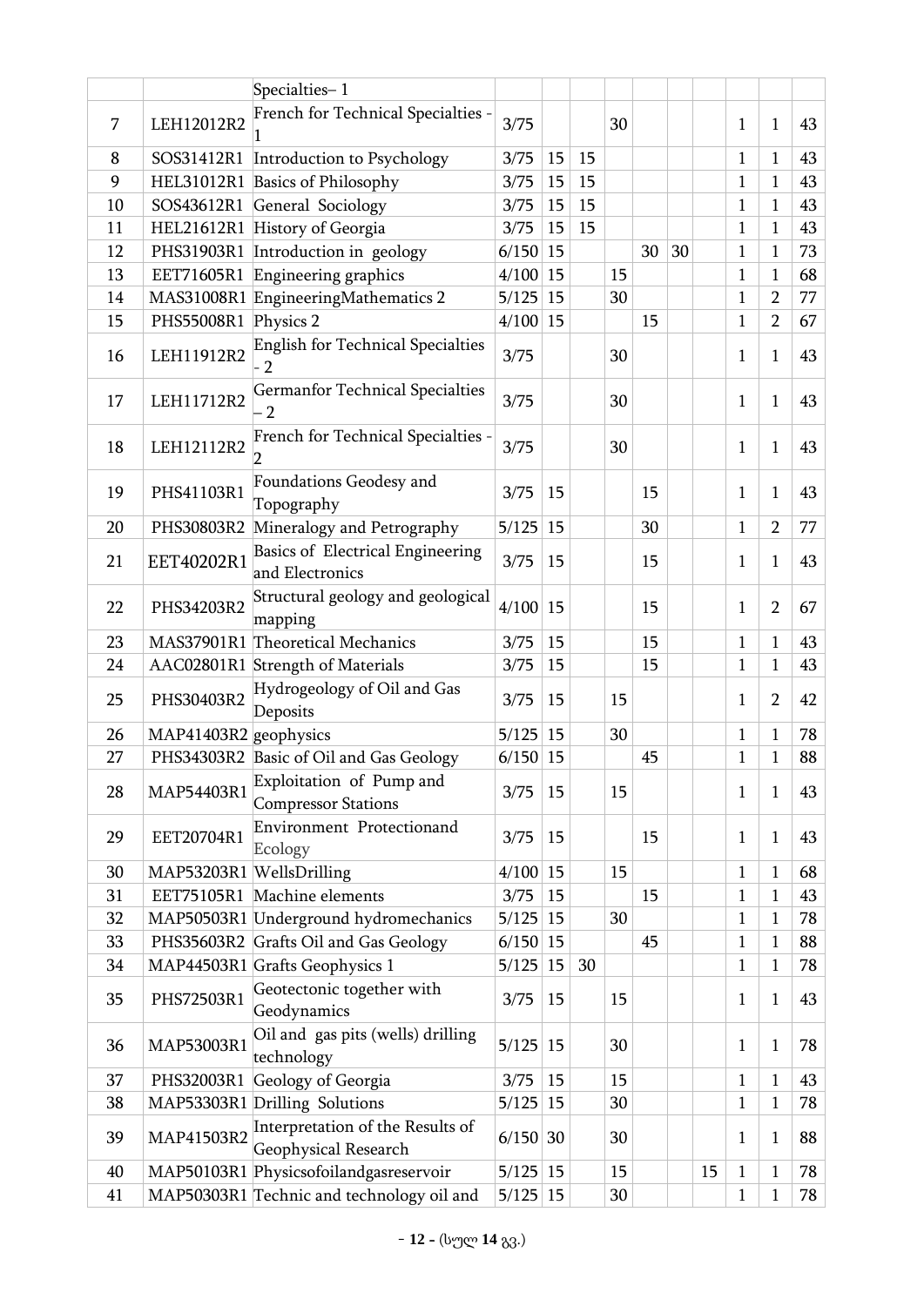|  |  | Specialties– 1 |  |  |  |  |  |  |  |  |  |  |
|---|---|---|---|---|---|---|---|---|---|---|---|---|
| 7 | LEH12012R2 | French for Technical Specialties - 1 | 3/75 |  |  | 30 |  |  |  | 1 | 1 | 43 |
| 8 | SOS31412R1 | Introduction to Psychology | 3/75 | 15 | 15 |  |  |  |  | 1 | 1 | 43 |
| 9 | HEL31012R1 | Basics of Philosophy | 3/75 | 15 | 15 |  |  |  |  | 1 | 1 | 43 |
| 10 | SOS43612R1 | General Sociology | 3/75 | 15 | 15 |  |  |  |  | 1 | 1 | 43 |
| 11 | HEL21612R1 | History of Georgia | 3/75 | 15 | 15 |  |  |  |  | 1 | 1 | 43 |
| 12 | PHS31903R1 | Introduction in geology | 6/150 | 15 |  |  | 30 | 30 |  | 1 | 1 | 73 |
| 13 | EET71605R1 | Engineering graphics | 4/100 | 15 |  | 15 |  |  |  | 1 | 1 | 68 |
| 14 | MAS31008R1 | EngineeringMathematics 2 | 5/125 | 15 |  | 30 |  |  |  | 1 | 2 | 77 |
| 15 | PHS55008R1 | Physics 2 | 4/100 | 15 |  |  | 15 |  |  | 1 | 2 | 67 |
| 16 | LEH11912R2 | English for Technical Specialties - 2 | 3/75 |  |  | 30 |  |  |  | 1 | 1 | 43 |
| 17 | LEH11712R2 | Germanfor Technical Specialties – 2 | 3/75 |  |  | 30 |  |  |  | 1 | 1 | 43 |
| 18 | LEH12112R2 | French for Technical Specialties - 2 | 3/75 |  |  | 30 |  |  |  | 1 | 1 | 43 |
| 19 | PHS41103R1 | Foundations Geodesy and Topography | 3/75 | 15 |  |  | 15 |  |  | 1 | 1 | 43 |
| 20 | PHS30803R2 | Mineralogy and Petrography | 5/125 | 15 |  |  | 30 |  |  | 1 | 2 | 77 |
| 21 | EET40202R1 | Basics of Electrical Engineering and Electronics | 3/75 | 15 |  |  | 15 |  |  | 1 | 1 | 43 |
| 22 | PHS34203R2 | Structural geology and geological mapping | 4/100 | 15 |  |  | 15 |  |  | 1 | 2 | 67 |
| 23 | MAS37901R1 | Theoretical Mechanics | 3/75 | 15 |  |  | 15 |  |  | 1 | 1 | 43 |
| 24 | AAC02801R1 | Strength of Materials | 3/75 | 15 |  |  | 15 |  |  | 1 | 1 | 43 |
| 25 | PHS30403R2 | Hydrogeology of Oil and Gas Deposits | 3/75 | 15 |  | 15 |  |  |  | 1 | 2 | 42 |
| 26 | MAP41403R2 | geophysics | 5/125 | 15 |  | 30 |  |  |  | 1 | 1 | 78 |
| 27 | PHS34303R2 | Basic of Oil and Gas Geology | 6/150 | 15 |  |  | 45 |  |  | 1 | 1 | 88 |
| 28 | MAP54403R1 | Exploitation of Pump and Compressor Stations | 3/75 | 15 |  | 15 |  |  |  | 1 | 1 | 43 |
| 29 | EET20704R1 | Environment Protectionand Ecology | 3/75 | 15 |  |  | 15 |  |  | 1 | 1 | 43 |
| 30 | MAP53203R1 | WellsDrilling | 4/100 | 15 |  | 15 |  |  |  | 1 | 1 | 68 |
| 31 | EET75105R1 | Machine elements | 3/75 | 15 |  |  | 15 |  |  | 1 | 1 | 43 |
| 32 | MAP50503R1 | Underground hydromechanics | 5/125 | 15 |  | 30 |  |  |  | 1 | 1 | 78 |
| 33 | PHS35603R2 | Grafts Oil and Gas Geology | 6/150 | 15 |  |  | 45 |  |  | 1 | 1 | 88 |
| 34 | MAP44503R1 | Grafts Geophysics 1 | 5/125 | 15 | 30 |  |  |  |  | 1 | 1 | 78 |
| 35 | PHS72503R1 | Geotectonic together with Geodynamics | 3/75 | 15 |  | 15 |  |  |  | 1 | 1 | 43 |
| 36 | MAP53003R1 | Oil and gas pits (wells) drilling technology | 5/125 | 15 |  | 30 |  |  |  | 1 | 1 | 78 |
| 37 | PHS32003R1 | Geology of Georgia | 3/75 | 15 |  | 15 |  |  |  | 1 | 1 | 43 |
| 38 | MAP53303R1 | Drilling Solutions | 5/125 | 15 |  | 30 |  |  |  | 1 | 1 | 78 |
| 39 | MAP41503R2 | Interpretation of the Results of Geophysical Research | 6/150 | 30 |  | 30 |  |  |  | 1 | 1 | 88 |
| 40 | MAP50103R1 | Physicsofoilandgasreservoir | 5/125 | 15 |  | 15 |  |  | 15 | 1 | 1 | 78 |
| 41 | MAP50303R1 | Technic and technology oil and | 5/125 | 15 |  | 30 |  |  |  | 1 | 1 | 78 |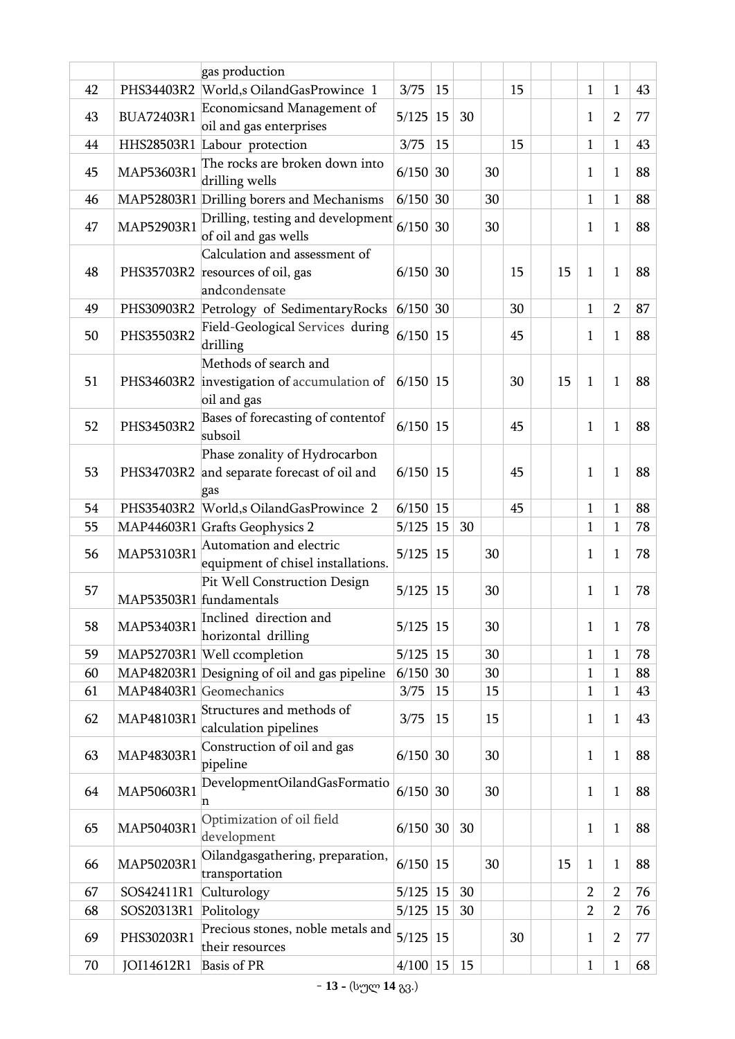| | | | | | | | | | | | | |
|---|---|---|---|---|---|---|---|---|---|---|---|---|
| | | gas production | | | | | | | | | | |
| 42 | PHS34403R2 | World,s OilandGasProwince 1 | 3/75 | 15 | | | 15 | | | 1 | 1 | 43 |
| 43 | BUA72403R1 | Economicsand Management of oil and gas enterprises | 5/125 | 15 | 30 | | | | | 1 | 2 | 77 |
| 44 | HHS28503R1 | Labour protection | 3/75 | 15 | | | 15 | | | 1 | 1 | 43 |
| 45 | MAP53603R1 | The rocks are broken down into drilling wells | 6/150 | 30 | | 30 | | | | 1 | 1 | 88 |
| 46 | MAP52803R1 | Drilling borers and Mechanisms | 6/150 | 30 | | 30 | | | | 1 | 1 | 88 |
| 47 | MAP52903R1 | Drilling, testing and development of oil and gas wells | 6/150 | 30 | | 30 | | | | 1 | 1 | 88 |
| 48 | PHS35703R2 | Calculation and assessment of resources of oil, gas andcondensate | 6/150 | 30 | | | 15 | | 15 | 1 | 1 | 88 |
| 49 | PHS30903R2 | Petrology of SedimentaryRocks | 6/150 | 30 | | | 30 | | | 1 | 2 | 87 |
| 50 | PHS35503R2 | Field-Geological Services during drilling | 6/150 | 15 | | | 45 | | | 1 | 1 | 88 |
| 51 | PHS34603R2 | Methods of search and investigation of accumulation of oil and gas | 6/150 | 15 | | | 30 | | 15 | 1 | 1 | 88 |
| 52 | PHS34503R2 | Bases of forecasting of contentof subsoil | 6/150 | 15 | | | 45 | | | 1 | 1 | 88 |
| 53 | PHS34703R2 | Phase zonality of Hydrocarbon and separate forecast of oil and gas | 6/150 | 15 | | | 45 | | | 1 | 1 | 88 |
| 54 | PHS35403R2 | World,s OilandGasProwince 2 | 6/150 | 15 | | | 45 | | | 1 | 1 | 88 |
| 55 | MAP44603R1 | Grafts Geophysics 2 | 5/125 | 15 | 30 | | | | | 1 | 1 | 78 |
| 56 | MAP53103R1 | Automation and electric equipment of chisel installations. | 5/125 | 15 | | 30 | | | | 1 | 1 | 78 |
| 57 | MAP53503R1 | Pit Well Construction Design fundamentals | 5/125 | 15 | | 30 | | | | 1 | 1 | 78 |
| 58 | MAP53403R1 | Inclined direction and horizontal drilling | 5/125 | 15 | | 30 | | | | 1 | 1 | 78 |
| 59 | MAP52703R1 | Well ccompletion | 5/125 | 15 | | 30 | | | | 1 | 1 | 78 |
| 60 | MAP48203R1 | Designing of oil and gas pipeline | 6/150 | 30 | | 30 | | | | 1 | 1 | 88 |
| 61 | MAP48403R1 | Geomechanics | 3/75 | 15 | | 15 | | | | 1 | 1 | 43 |
| 62 | MAP48103R1 | Structures and methods of calculation pipelines | 3/75 | 15 | | 15 | | | | 1 | 1 | 43 |
| 63 | MAP48303R1 | Construction of oil and gas pipeline | 6/150 | 30 | | 30 | | | | 1 | 1 | 88 |
| 64 | MAP50603R1 | DevelopmentOilandGasFormation | 6/150 | 30 | | 30 | | | | 1 | 1 | 88 |
| 65 | MAP50403R1 | Optimization of oil field development | 6/150 | 30 | 30 | | | | | 1 | 1 | 88 |
| 66 | MAP50203R1 | Oilandgasgathering, preparation, transportation | 6/150 | 15 | | 30 | | | 15 | 1 | 1 | 88 |
| 67 | SOS42411R1 | Culturology | 5/125 | 15 | 30 | | | | | 2 | 2 | 76 |
| 68 | SOS20313R1 | Politology | 5/125 | 15 | 30 | | | | | 2 | 2 | 76 |
| 69 | PHS30203R1 | Precious stones, noble metals and their resources | 5/125 | 15 | | | 30 | | | 1 | 2 | 77 |
| 70 | JOI14612R1 | Basis of PR | 4/100 | 15 | 15 | | | | | 1 | 1 | 68 |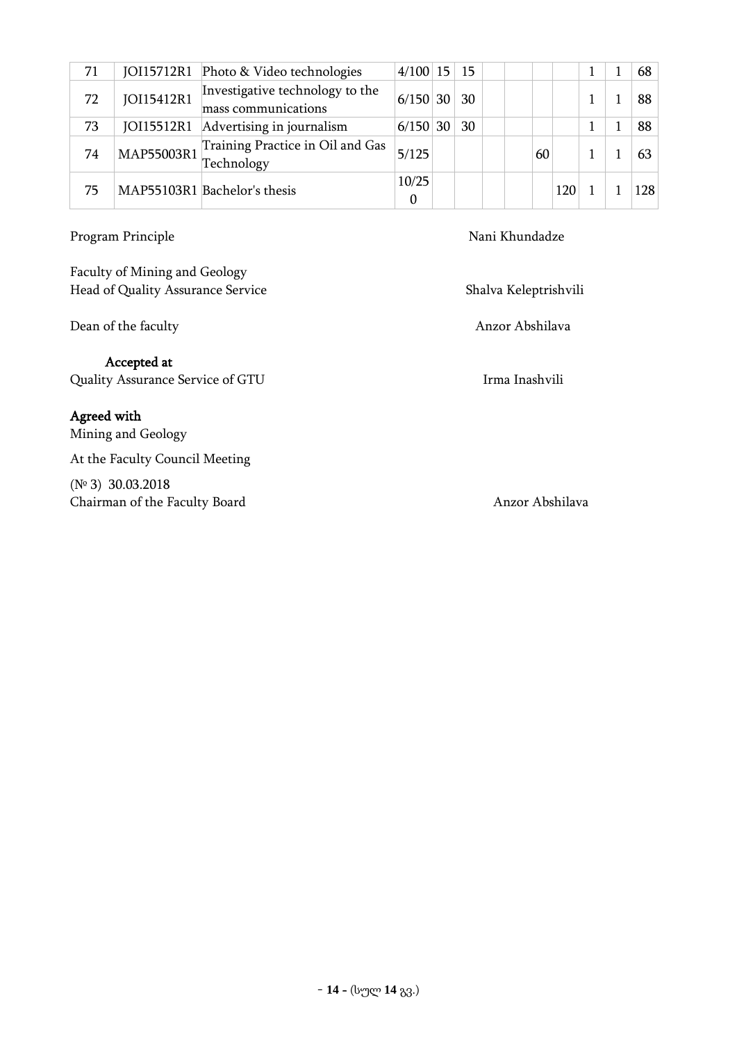| | | | | | | | | | | | | |
|---|---|---|---|---|---|---|---|---|---|---|---|---|
| 71 | JOI15712R1 | Photo & Video technologies | 4/100 | 15 | 15 | | | | | 1 | 1 | 68 |
| 72 | JOI15412R1 | Investigative technology to the mass communications | 6/150 | 30 | 30 | | | | | 1 | 1 | 88 |
| 73 | JOI15512R1 | Advertising in journalism | 6/150 | 30 | 30 | | | | | 1 | 1 | 88 |
| 74 | MAP55003R1 | Training Practice in Oil and Gas Technology | 5/125 | | | | | 60 | | 1 | 1 | 63 |
| 75 | MAP55103R1 | Bachelor's thesis | 10/250 | | | | | | 120 | 1 | 1 | 128 |

Program Principle — Nani Khundadze

Faculty of Mining and Geology
Head of Quality Assurance Service — Shalva Keleptrishvili

Dean of the faculty — Anzor Abshilava

**Accepted at**
Quality Assurance Service of GTU — Irma Inashvili

**Agreed with**
Mining and Geology

At the Faculty Council Meeting

(№ 3) 30.03.2018
Chairman of the Faculty Board — Anzor Abshilava